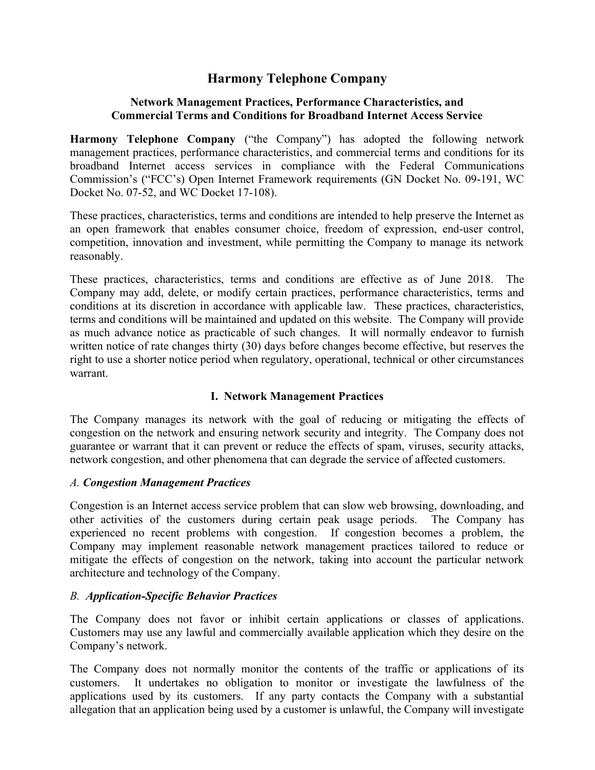# Harmony Telephone Company

## Network Management Practices, Performance Characteristics, and Commercial Terms and Conditions for Broadband Internet Access Service

**Harmony Telephone Company** ("the Company") has adopted the following network management practices, performance characteristics, and commercial terms and conditions for its broadband Internet access services in compliance with the Federal Communications Commission's ("FCC's) Open Internet Framework requirements (GN Docket No. 09-191, WC Docket No. 07-52, and WC Docket 17-108).

These practices, characteristics, terms and conditions are intended to help preserve the Internet as an open framework that enables consumer choice, freedom of expression, end-user control, competition, innovation and investment, while permitting the Company to manage its network reasonably.

These practices, characteristics, terms and conditions are effective as of June 2018. The Company may add, delete, or modify certain practices, performance characteristics, terms and conditions at its discretion in accordance with applicable law. These practices, characteristics, terms and conditions will be maintained and updated on this website. The Company will provide as much advance notice as practicable of such changes. It will normally endeavor to furnish written notice of rate changes thirty (30) days before changes become effective, but reserves the right to use a shorter notice period when regulatory, operational, technical or other circumstances warrant.

## I. Network Management Practices

The Company manages its network with the goal of reducing or mitigating the effects of congestion on the network and ensuring network security and integrity. The Company does not guarantee or warrant that it can prevent or reduce the effects of spam, viruses, security attacks, network congestion, and other phenomena that can degrade the service of affected customers.

### *A. **Congestion Management Practices***

Congestion is an Internet access service problem that can slow web browsing, downloading, and other activities of the customers during certain peak usage periods. The Company has experienced no recent problems with congestion. If congestion becomes a problem, the Company may implement reasonable network management practices tailored to reduce or mitigate the effects of congestion on the network, taking into account the particular network architecture and technology of the Company.

### *B. **Application-Specific Behavior Practices***

The Company does not favor or inhibit certain applications or classes of applications. Customers may use any lawful and commercially available application which they desire on the Company's network.

The Company does not normally monitor the contents of the traffic or applications of its customers. It undertakes no obligation to monitor or investigate the lawfulness of the applications used by its customers. If any party contacts the Company with a substantial allegation that an application being used by a customer is unlawful, the Company will investigate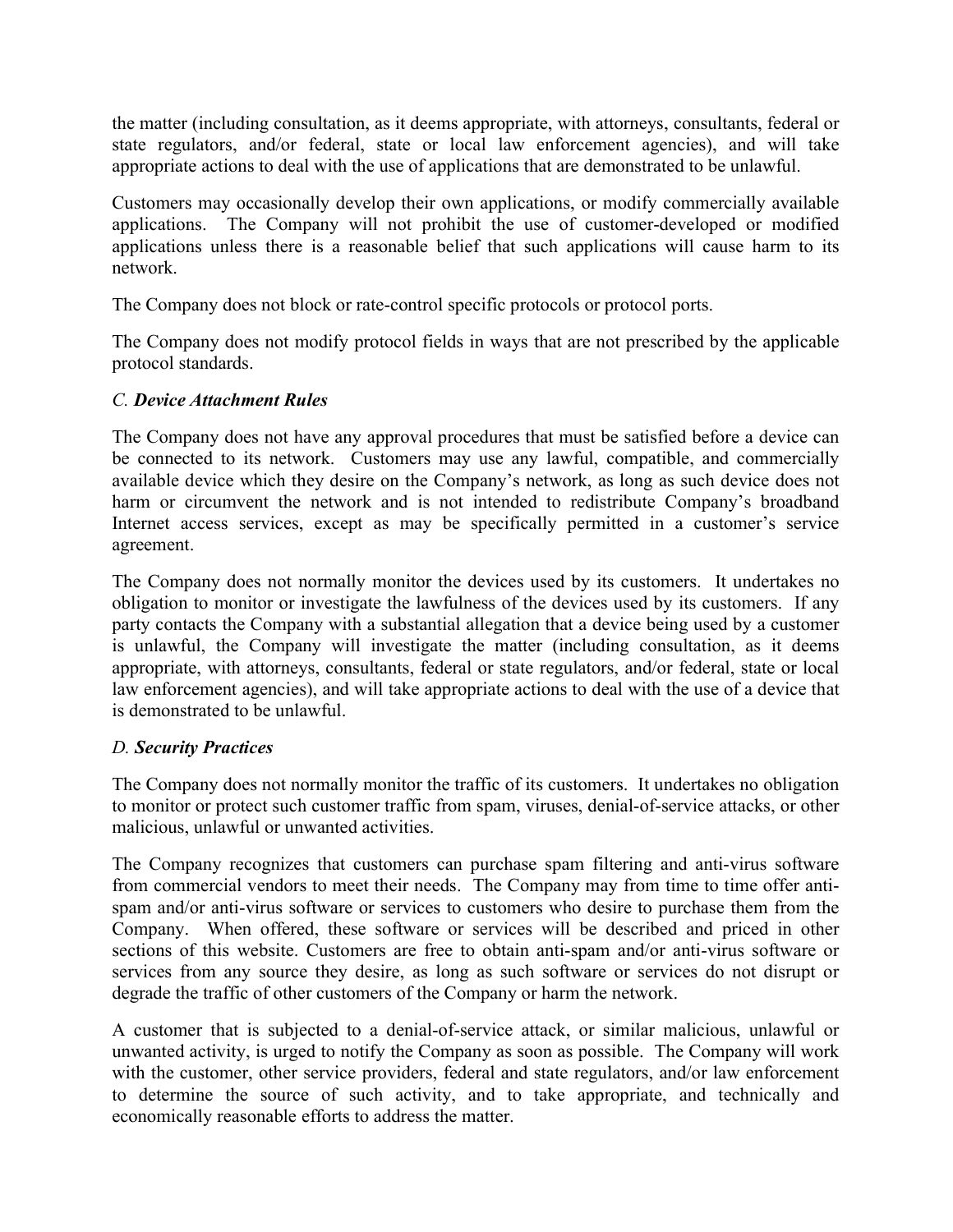the matter (including consultation, as it deems appropriate, with attorneys, consultants, federal or state regulators, and/or federal, state or local law enforcement agencies), and will take appropriate actions to deal with the use of applications that are demonstrated to be unlawful.

Customers may occasionally develop their own applications, or modify commercially available applications. The Company will not prohibit the use of customer-developed or modified applications unless there is a reasonable belief that such applications will cause harm to its network.

The Company does not block or rate-control specific protocols or protocol ports.

The Company does not modify protocol fields in ways that are not prescribed by the applicable protocol standards.

### *C. **Device Attachment Rules***

The Company does not have any approval procedures that must be satisfied before a device can be connected to its network. Customers may use any lawful, compatible, and commercially available device which they desire on the Company's network, as long as such device does not harm or circumvent the network and is not intended to redistribute Company's broadband Internet access services, except as may be specifically permitted in a customer's service agreement.

The Company does not normally monitor the devices used by its customers. It undertakes no obligation to monitor or investigate the lawfulness of the devices used by its customers. If any party contacts the Company with a substantial allegation that a device being used by a customer is unlawful, the Company will investigate the matter (including consultation, as it deems appropriate, with attorneys, consultants, federal or state regulators, and/or federal, state or local law enforcement agencies), and will take appropriate actions to deal with the use of a device that is demonstrated to be unlawful.

### *D. **Security Practices***

The Company does not normally monitor the traffic of its customers. It undertakes no obligation to monitor or protect such customer traffic from spam, viruses, denial-of-service attacks, or other malicious, unlawful or unwanted activities.

The Company recognizes that customers can purchase spam filtering and anti-virus software from commercial vendors to meet their needs. The Company may from time to time offer anti-spam and/or anti-virus software or services to customers who desire to purchase them from the Company. When offered, these software or services will be described and priced in other sections of this website. Customers are free to obtain anti-spam and/or anti-virus software or services from any source they desire, as long as such software or services do not disrupt or degrade the traffic of other customers of the Company or harm the network.

A customer that is subjected to a denial-of-service attack, or similar malicious, unlawful or unwanted activity, is urged to notify the Company as soon as possible. The Company will work with the customer, other service providers, federal and state regulators, and/or law enforcement to determine the source of such activity, and to take appropriate, and technically and economically reasonable efforts to address the matter.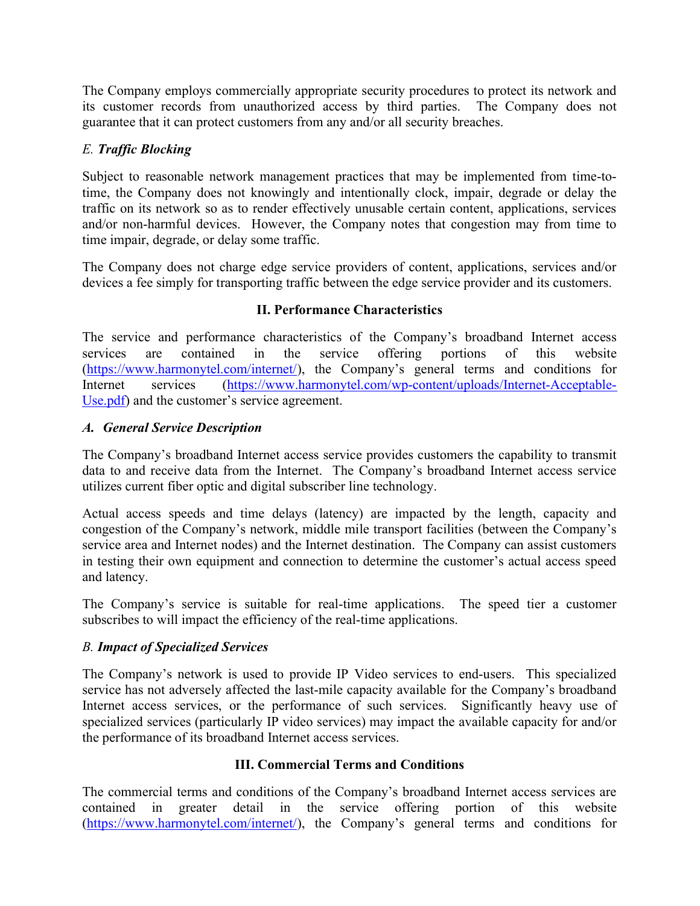The Company employs commercially appropriate security procedures to protect its network and its customer records from unauthorized access by third parties. The Company does not guarantee that it can protect customers from any and/or all security breaches.

### *E. Traffic Blocking*

Subject to reasonable network management practices that may be implemented from time-to-time, the Company does not knowingly and intentionally clock, impair, degrade or delay the traffic on its network so as to render effectively unusable certain content, applications, services and/or non-harmful devices. However, the Company notes that congestion may from time to time impair, degrade, or delay some traffic.

The Company does not charge edge service providers of content, applications, services and/or devices a fee simply for transporting traffic between the edge service provider and its customers.

## II. Performance Characteristics

The service and performance characteristics of the Company's broadband Internet access services are contained in the service offering portions of this website ([https://www.harmonytel.com/internet/](https://www.harmonytel.com/internet/)), the Company's general terms and conditions for Internet services ([https://www.harmonytel.com/wp-content/uploads/Internet-Acceptable-Use.pdf](https://www.harmonytel.com/wp-content/uploads/Internet-Acceptable-Use.pdf)) and the customer's service agreement.

### *A. General Service Description*

The Company's broadband Internet access service provides customers the capability to transmit data to and receive data from the Internet. The Company's broadband Internet access service utilizes current fiber optic and digital subscriber line technology.

Actual access speeds and time delays (latency) are impacted by the length, capacity and congestion of the Company's network, middle mile transport facilities (between the Company's service area and Internet nodes) and the Internet destination. The Company can assist customers in testing their own equipment and connection to determine the customer's actual access speed and latency.

The Company's service is suitable for real-time applications. The speed tier a customer subscribes to will impact the efficiency of the real-time applications.

### *B. Impact of Specialized Services*

The Company's network is used to provide IP Video services to end-users. This specialized service has not adversely affected the last-mile capacity available for the Company's broadband Internet access services, or the performance of such services. Significantly heavy use of specialized services (particularly IP video services) may impact the available capacity for and/or the performance of its broadband Internet access services.

## III. Commercial Terms and Conditions

The commercial terms and conditions of the Company's broadband Internet access services are contained in greater detail in the service offering portion of this website ([https://www.harmonytel.com/internet/](https://www.harmonytel.com/internet/)), the Company's general terms and conditions for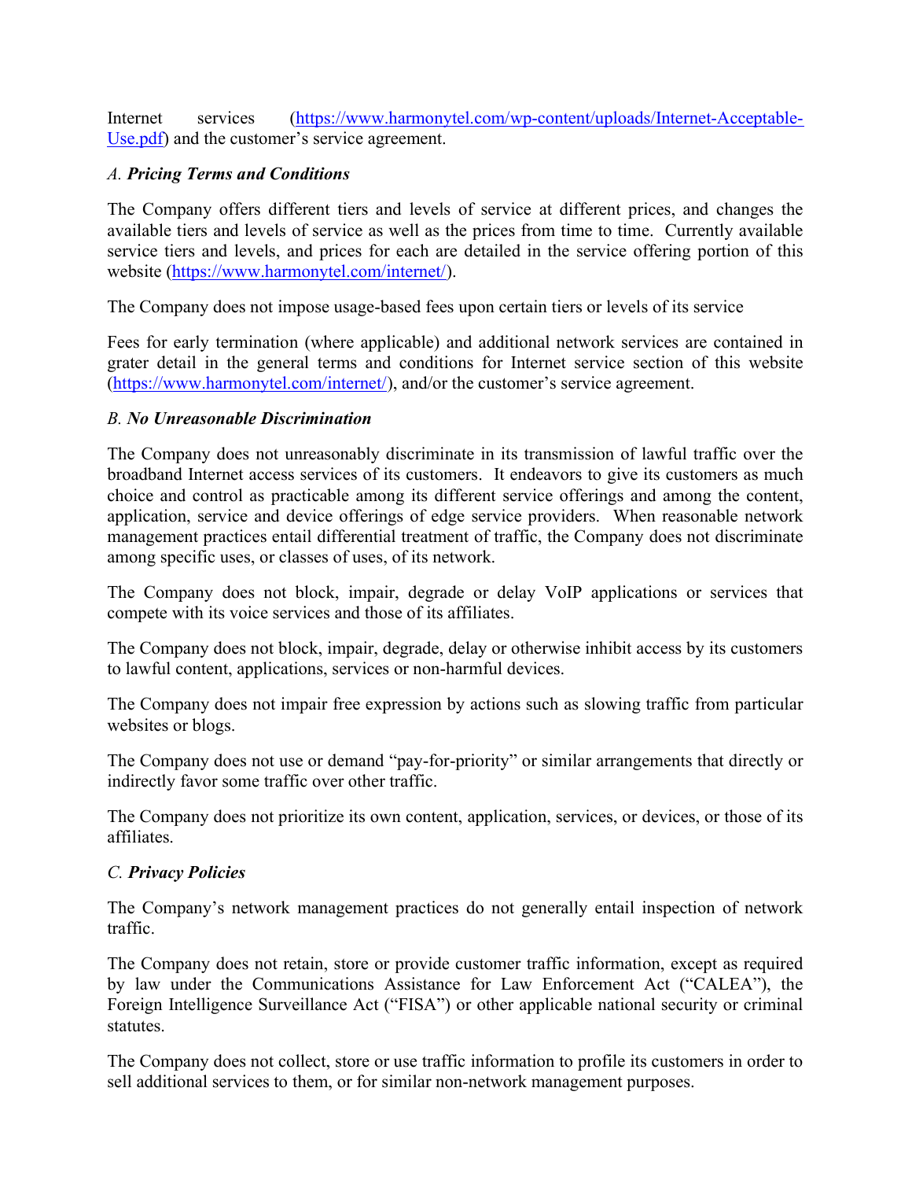Internet services ([https://www.harmonytel.com/wp-content/uploads/Internet-Acceptable-Use.pdf](https://www.harmonytel.com/wp-content/uploads/Internet-Acceptable-Use.pdf)) and the customer's service agreement.

### *A. **Pricing Terms and Conditions***

The Company offers different tiers and levels of service at different prices, and changes the available tiers and levels of service as well as the prices from time to time. Currently available service tiers and levels, and prices for each are detailed in the service offering portion of this website ([https://www.harmonytel.com/internet/](https://www.harmonytel.com/internet/)).

The Company does not impose usage-based fees upon certain tiers or levels of its service

Fees for early termination (where applicable) and additional network services are contained in grater detail in the general terms and conditions for Internet service section of this website ([https://www.harmonytel.com/internet/](https://www.harmonytel.com/internet/)), and/or the customer's service agreement.

### *B. **No Unreasonable Discrimination***

The Company does not unreasonably discriminate in its transmission of lawful traffic over the broadband Internet access services of its customers. It endeavors to give its customers as much choice and control as practicable among its different service offerings and among the content, application, service and device offerings of edge service providers. When reasonable network management practices entail differential treatment of traffic, the Company does not discriminate among specific uses, or classes of uses, of its network.

The Company does not block, impair, degrade or delay VoIP applications or services that compete with its voice services and those of its affiliates.

The Company does not block, impair, degrade, delay or otherwise inhibit access by its customers to lawful content, applications, services or non-harmful devices.

The Company does not impair free expression by actions such as slowing traffic from particular websites or blogs.

The Company does not use or demand "pay-for-priority" or similar arrangements that directly or indirectly favor some traffic over other traffic.

The Company does not prioritize its own content, application, services, or devices, or those of its affiliates.

### *C. **Privacy Policies***

The Company's network management practices do not generally entail inspection of network traffic.

The Company does not retain, store or provide customer traffic information, except as required by law under the Communications Assistance for Law Enforcement Act ("CALEA"), the Foreign Intelligence Surveillance Act ("FISA") or other applicable national security or criminal statutes.

The Company does not collect, store or use traffic information to profile its customers in order to sell additional services to them, or for similar non-network management purposes.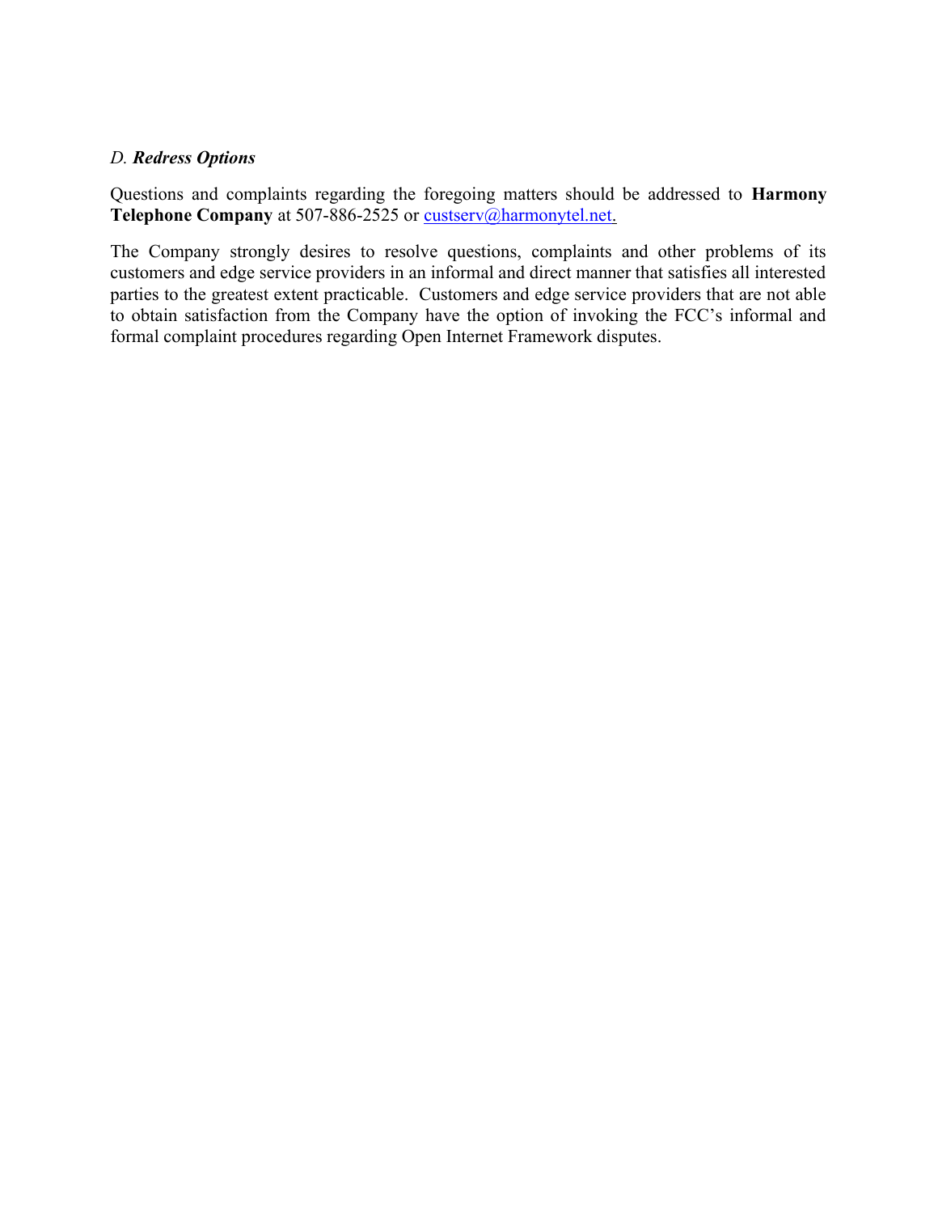### *D. **Redress Options***

Questions and complaints regarding the foregoing matters should be addressed to **Harmony Telephone Company** at 507-886-2525 or custserv@harmonytel.net.

The Company strongly desires to resolve questions, complaints and other problems of its customers and edge service providers in an informal and direct manner that satisfies all interested parties to the greatest extent practicable. Customers and edge service providers that are not able to obtain satisfaction from the Company have the option of invoking the FCC's informal and formal complaint procedures regarding Open Internet Framework disputes.